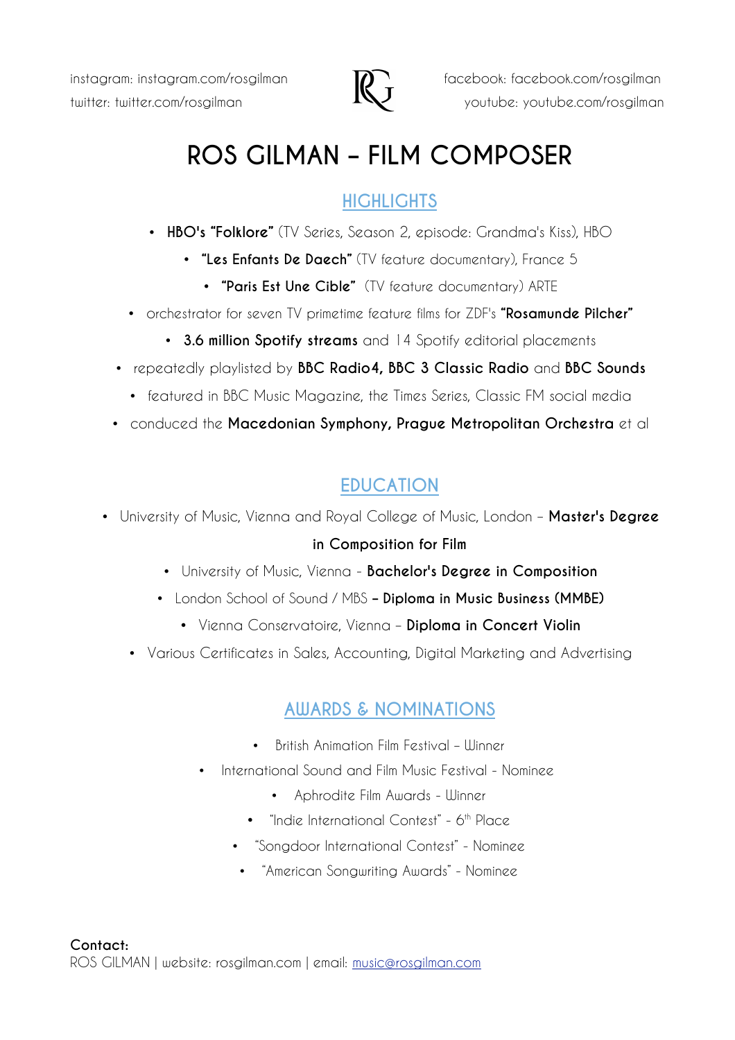instagram: instagram.com/rosgilman
twitter: twitter.com/rosgilman

facebook: facebook.com/rosgilman
youtube: youtube.com/rosgilman

# ROS GILMAN – FILM COMPOSER

## HIGHLIGHTS

- **HBO's "Folklore"** (TV Series, Season 2, episode: Grandma's Kiss), HBO
- **"Les Enfants De Daech"** (TV feature documentary), France 5
- **"Paris Est Une Cible"** (TV feature documentary) ARTE
- orchestrator for seven TV primetime feature films for ZDF's **"Rosamunde Pilcher"**
- **3.6 million Spotify streams** and 14 Spotify editorial placements
- repeatedly playlisted by **BBC Radio4, BBC 3 Classic Radio** and **BBC Sounds**
- featured in BBC Music Magazine, the Times Series, Classic FM social media
- conducted the **Macedonian Symphony, Prague Metropolitan Orchestra** et al

## EDUCATION

- University of Music, Vienna and Royal College of Music, London – **Master's Degree in Composition for Film**
- University of Music, Vienna - **Bachelor's Degree in Composition**
- London School of Sound / MBS **– Diploma in Music Business (MMBE)**
- Vienna Conservatoire, Vienna – **Diploma in Concert Violin**
- Various Certificates in Sales, Accounting, Digital Marketing and Advertising

## AWARDS & NOMINATIONS

- British Animation Film Festival – Winner
- International Sound and Film Music Festival - Nominee
- Aphrodite Film Awards - Winner
- "Indie International Contest" - 6th Place
- "Songdoor International Contest" - Nominee
- "American Songwriting Awards" - Nominee

**Contact:**
ROS GILMAN | website: rosgilman.com | email: music@rosgilman.com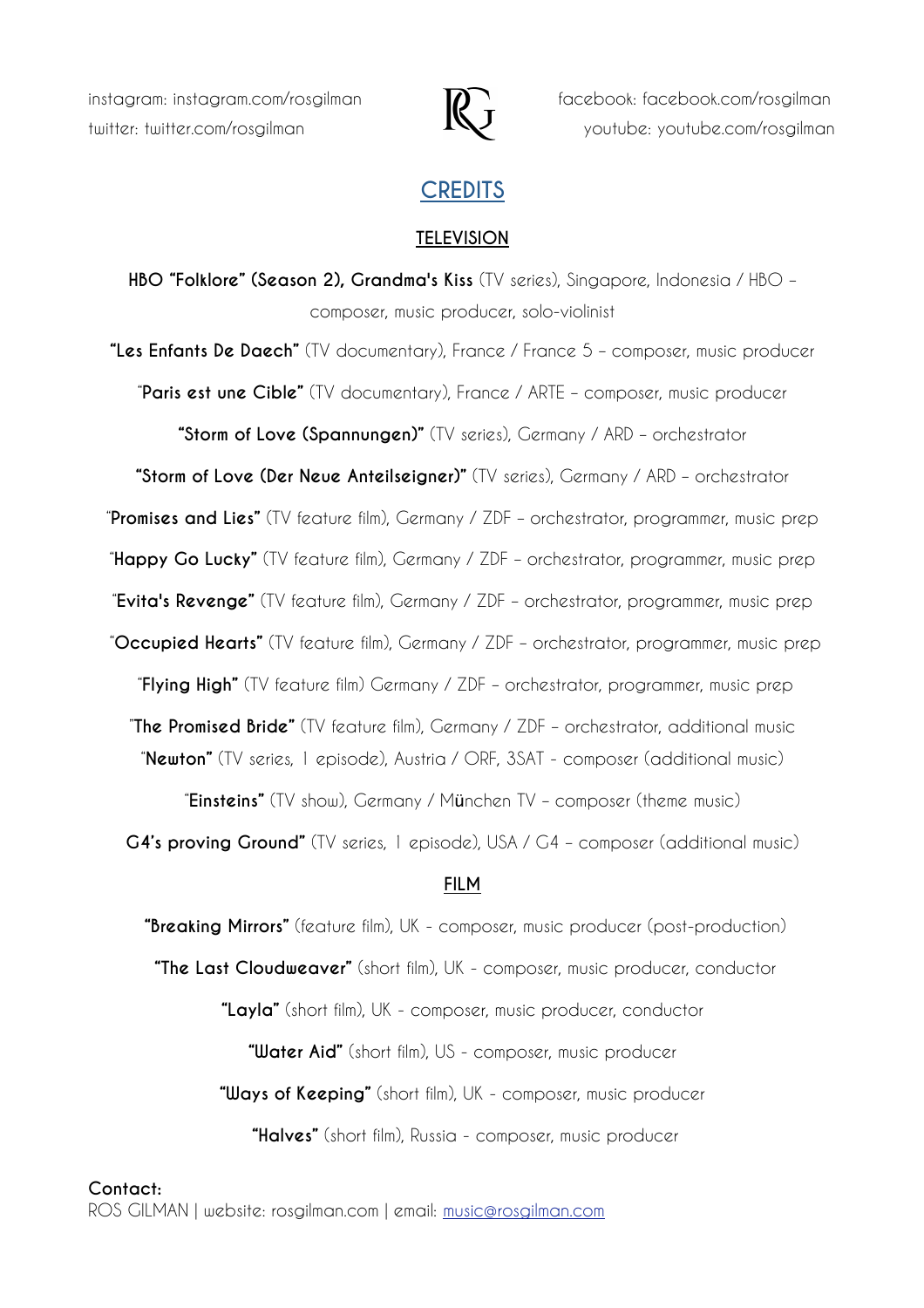instagram: instagram.com/rosgilman
twitter: twitter.com/rosgilman

facebook: facebook.com/rosgilman
youtube: youtube.com/rosgilman

# CREDITS

## TELEVISION

**HBO "Folklore" (Season 2), Grandma's Kiss** (TV series), Singapore, Indonesia / HBO – composer, music producer, solo-violinist

**"Les Enfants De Daech"** (TV documentary), France / France 5 – composer, music producer

"**Paris est une Cible"** (TV documentary), France / ARTE – composer, music producer

**"Storm of Love (Spannungen)"** (TV series), Germany / ARD – orchestrator

**"Storm of Love (Der Neue Anteilseigner)"** (TV series), Germany / ARD – orchestrator

"**Promises and Lies"** (TV feature film), Germany / ZDF – orchestrator, programmer, music prep

"**Happy Go Lucky"** (TV feature film), Germany / ZDF – orchestrator, programmer, music prep

"**Evita's Revenge"** (TV feature film), Germany / ZDF – orchestrator, programmer, music prep

"**Occupied Hearts"** (TV feature film), Germany / ZDF – orchestrator, programmer, music prep

"**Flying High"** (TV feature film) Germany / ZDF – orchestrator, programmer, music prep

"**The Promised Bride"** (TV feature film), Germany / ZDF – orchestrator, additional music

"**Newton"** (TV series, 1 episode), Austria / ORF, 3SAT - composer (additional music)

"**Einsteins"** (TV show), Germany / München TV – composer (theme music)

**G4's proving Ground"** (TV series, 1 episode), USA / G4 – composer (additional music)

## FILM

**"Breaking Mirrors"** (feature film), UK - composer, music producer (post-production)

**"The Last Cloudweaver"** (short film), UK - composer, music producer, conductor

**"Layla"** (short film), UK - composer, music producer, conductor

**"Water Aid"** (short film), US - composer, music producer

**"Ways of Keeping"** (short film), UK - composer, music producer

**"Halves"** (short film), Russia - composer, music producer

**Contact:**
ROS GILMAN | website: rosgilman.com | email: music@rosgilman.com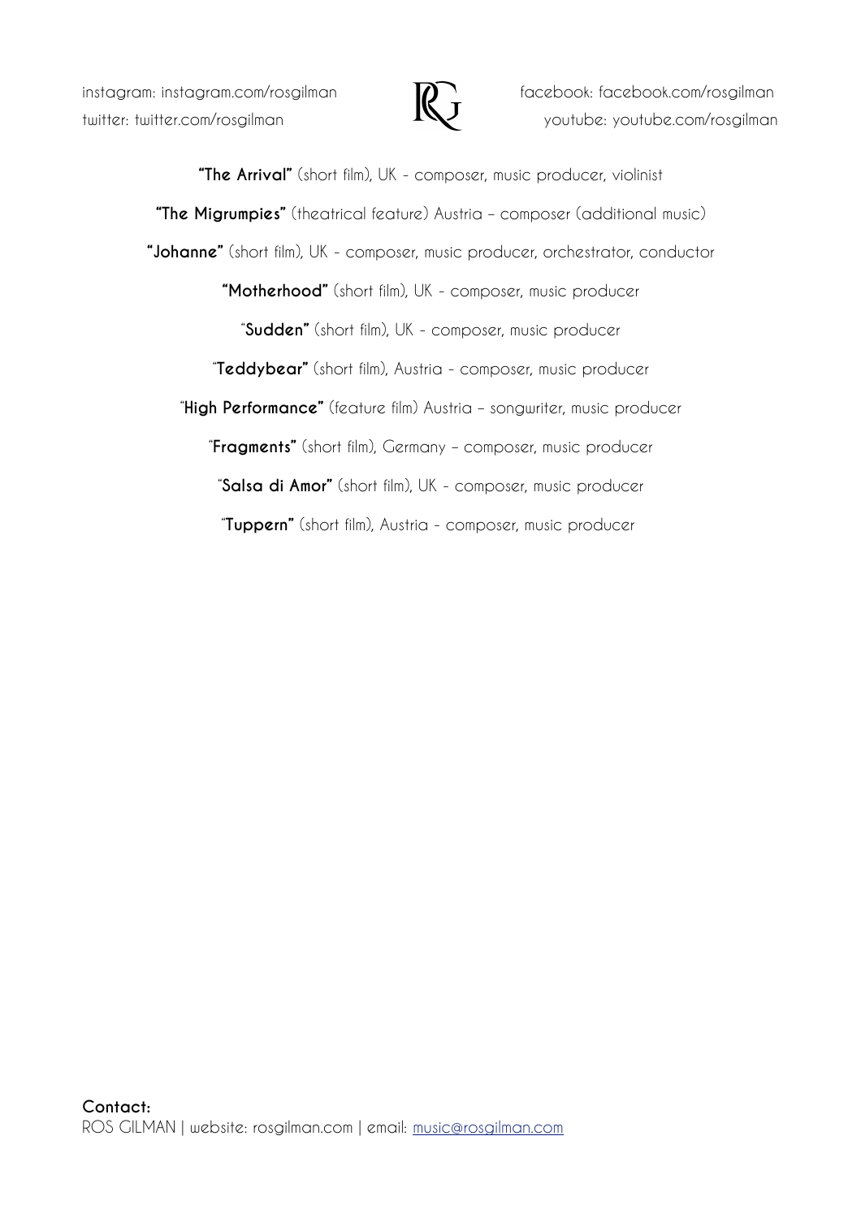instagram: instagram.com/rosgilman
twitter: twitter.com/rosgilman

facebook: facebook.com/rosgilman
youtube: youtube.com/rosgilman

**"The Arrival"** (short film), UK - composer, music producer, violinist

**"The Migrumpies"** (theatrical feature) Austria – composer (additional music)

**"Johanne"** (short film), UK - composer, music producer, orchestrator, conductor

**"Motherhood"** (short film), UK - composer, music producer

"**Sudden"** (short film), UK - composer, music producer

"**Teddybear"** (short film), Austria - composer, music producer

"**High Performance"** (feature film) Austria – songwriter, music producer

"**Fragments"** (short film), Germany – composer, music producer

"**Salsa di Amor"** (short film), UK - composer, music producer

"**Tuppern"** (short film), Austria - composer, music producer

**Contact:**
ROS GILMAN | website: rosgilman.com | email: music@rosgilman.com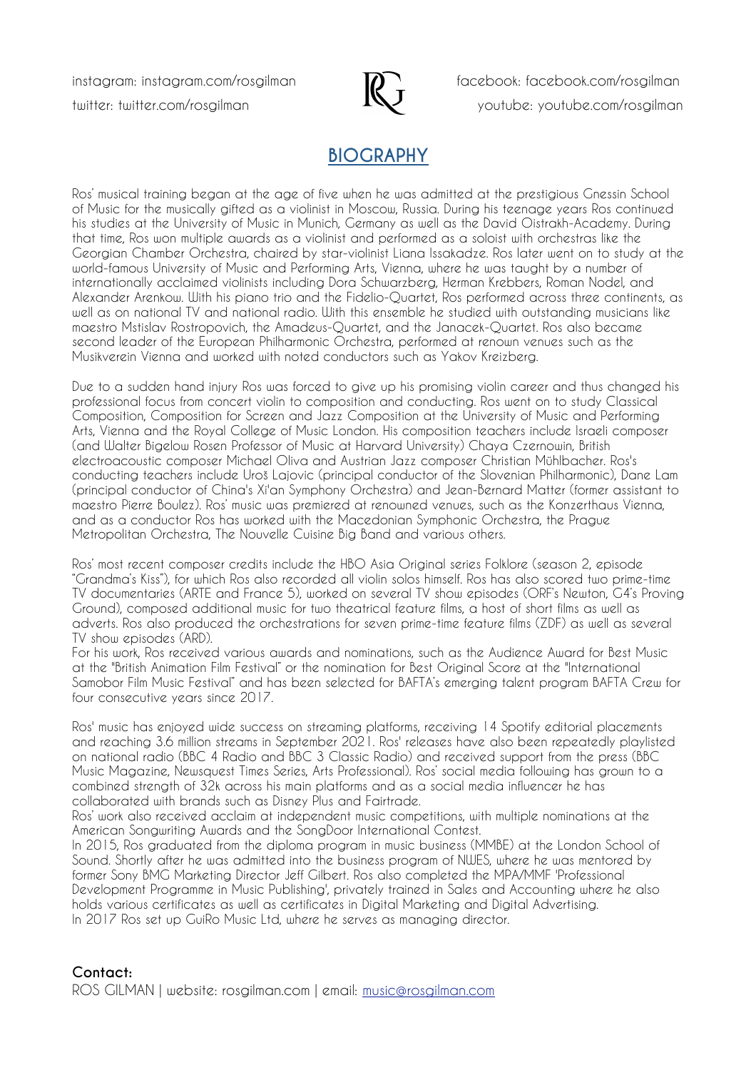instagram: instagram.com/rosgilman
twitter: twitter.com/rosgilman

facebook: facebook.com/rosgilman
youtube: youtube.com/rosgilman

# BIOGRAPHY

Ros' musical training began at the age of five when he was admitted at the prestigious Gnessin School of Music for the musically gifted as a violinist in Moscow, Russia. During his teenage years Ros continued his studies at the University of Music in Munich, Germany as well as the David Oistrakh-Academy. During that time, Ros won multiple awards as a violinist and performed as a soloist with orchestras like the Georgian Chamber Orchestra, chaired by star-violinist Liana Issakadze. Ros later went on to study at the world-famous University of Music and Performing Arts, Vienna, where he was taught by a number of internationally acclaimed violinists including Dora Schwarzberg, Herman Krebbers, Roman Nodel, and Alexander Arenkow. With his piano trio and the Fidelio-Quartet, Ros performed across three continents, as well as on national TV and national radio. With this ensemble he studied with outstanding musicians like maestro Mstislav Rostropovich, the Amadeus-Quartet, and the Janacek-Quartet. Ros also became second leader of the European Philharmonic Orchestra, performed at renown venues such as the Musikverein Vienna and worked with noted conductors such as Yakov Kreizberg.

Due to a sudden hand injury Ros was forced to give up his promising violin career and thus changed his professional focus from concert violin to composition and conducting. Ros went on to study Classical Composition, Composition for Screen and Jazz Composition at the University of Music and Performing Arts, Vienna and the Royal College of Music London. His composition teachers include Israeli composer (and Walter Bigelow Rosen Professor of Music at Harvard University) Chaya Czernowin, British electroacoustic composer Michael Oliva and Austrian Jazz composer Christian Mühlbacher. Ros's conducting teachers include Uroš Lajovic (principal conductor of the Slovenian Philharmonic), Dane Lam (principal conductor of China's Xi'an Symphony Orchestra) and Jean-Bernard Matter (former assistant to maestro Pierre Boulez). Ros' music was premiered at renowned venues, such as the Konzerthaus Vienna, and as a conductor Ros has worked with the Macedonian Symphonic Orchestra, the Prague Metropolitan Orchestra, The Nouvelle Cuisine Big Band and various others.

Ros' most recent composer credits include the HBO Asia Original series Folklore (season 2, episode "Grandma's Kiss"), for which Ros also recorded all violin solos himself. Ros has also scored two prime-time TV documentaries (ARTE and France 5), worked on several TV show episodes (ORF's Newton, G4's Proving Ground), composed additional music for two theatrical feature films, a host of short films as well as adverts. Ros also produced the orchestrations for seven prime-time feature films (ZDF) as well as several TV show episodes (ARD).
For his work, Ros received various awards and nominations, such as the Audience Award for Best Music at the "British Animation Film Festival" or the nomination for Best Original Score at the "International Samobor Film Music Festival" and has been selected for BAFTA's emerging talent program BAFTA Crew for four consecutive years since 2017.

Ros' music has enjoyed wide success on streaming platforms, receiving 14 Spotify editorial placements and reaching 3.6 million streams in September 2021. Ros' releases have also been repeatedly playlisted on national radio (BBC 4 Radio and BBC 3 Classic Radio) and received support from the press (BBC Music Magazine, Newsquest Times Series, Arts Professional). Ros' social media following has grown to a combined strength of 32k across his main platforms and as a social media influencer he has collaborated with brands such as Disney Plus and Fairtrade.
Ros' work also received acclaim at independent music competitions, with multiple nominations at the American Songwriting Awards and the SongDoor International Contest.
In 2015, Ros graduated from the diploma program in music business (MMBE) at the London School of Sound. Shortly after he was admitted into the business program of NWES, where he was mentored by former Sony BMG Marketing Director Jeff Gilbert. Ros also completed the MPA/MMF 'Professional Development Programme in Music Publishing', privately trained in Sales and Accounting where he also holds various certificates as well as certificates in Digital Marketing and Digital Advertising.
In 2017 Ros set up GuiRo Music Ltd, where he serves as managing director.

**Contact:**
ROS GILMAN | website: rosgilman.com | email: music@rosgilman.com